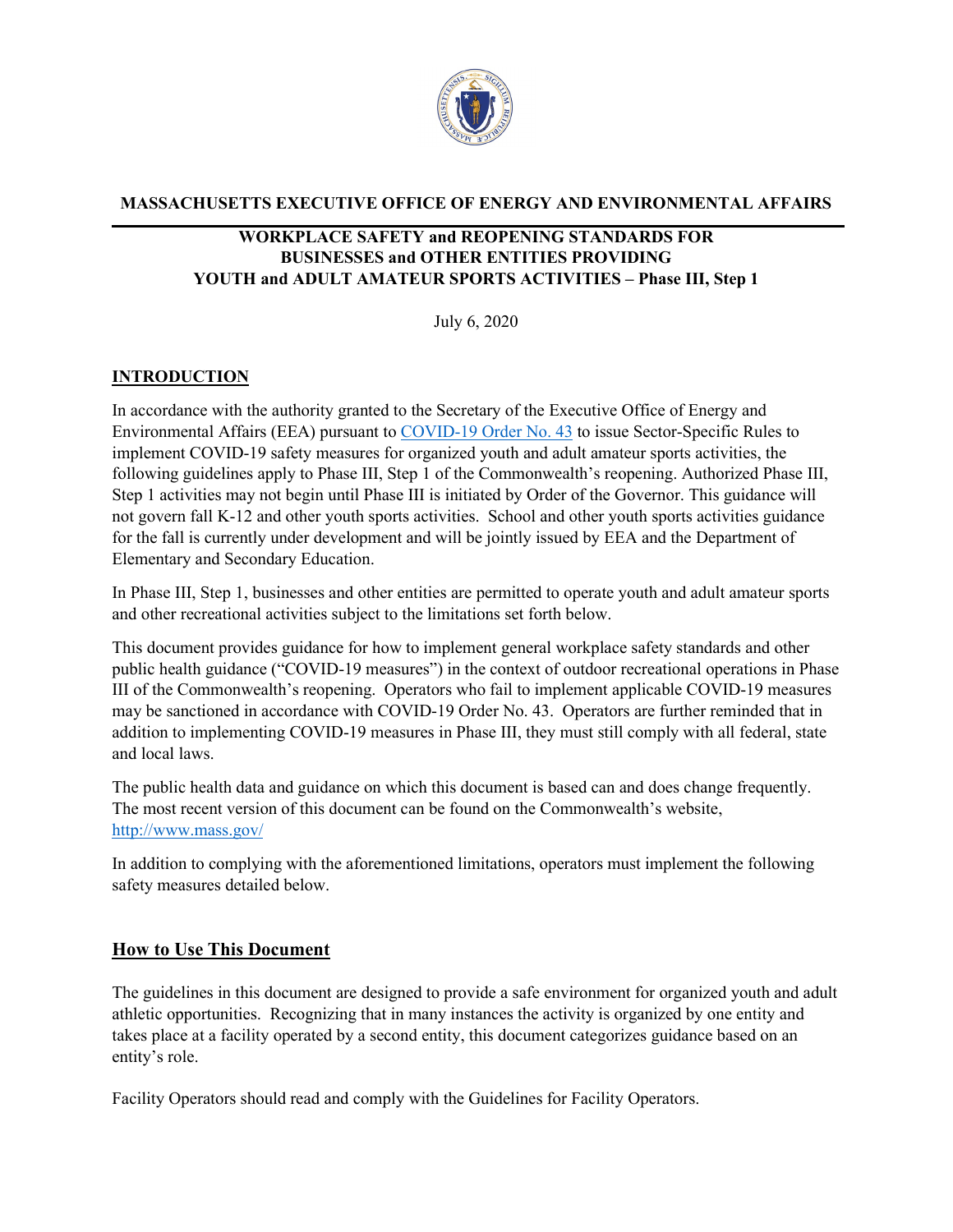**MASSACHUSETTS EXECUTIVE OFFICE OF ENERGY AND ENVIRONMENTAL AFFAIRS**

# WORKPLACE SAFETY and REOPENING STANDARDS FOR BUSINESSES and OTHER ENTITIES PROVIDING YOUTH and ADULT AMATEUR SPORTS ACTIVITIES – Phase III, Step 1

July 6, 2020

## INTRODUCTION

In accordance with the authority granted to the Secretary of the Executive Office of Energy and Environmental Affairs (EEA) pursuant to [COVID-19 Order No. 43](#) to issue Sector-Specific Rules to implement COVID-19 safety measures for organized youth and adult amateur sports activities, the following guidelines apply to Phase III, Step 1 of the Commonwealth's reopening. Authorized Phase III, Step 1 activities may not begin until Phase III is initiated by Order of the Governor. This guidance will not govern fall K-12 and other youth sports activities. School and other youth sports activities guidance for the fall is currently under development and will be jointly issued by EEA and the Department of Elementary and Secondary Education.

In Phase III, Step 1, businesses and other entities are permitted to operate youth and adult amateur sports and other recreational activities subject to the limitations set forth below.

This document provides guidance for how to implement general workplace safety standards and other public health guidance ("COVID-19 measures") in the context of outdoor recreational operations in Phase III of the Commonwealth's reopening. Operators who fail to implement applicable COVID-19 measures may be sanctioned in accordance with COVID-19 Order No. 43. Operators are further reminded that in addition to implementing COVID-19 measures in Phase III, they must still comply with all federal, state and local laws.

The public health data and guidance on which this document is based can and does change frequently. The most recent version of this document can be found on the Commonwealth's website, [http://www.mass.gov/](http://www.mass.gov/)

In addition to complying with the aforementioned limitations, operators must implement the following safety measures detailed below.

## How to Use This Document

The guidelines in this document are designed to provide a safe environment for organized youth and adult athletic opportunities. Recognizing that in many instances the activity is organized by one entity and takes place at a facility operated by a second entity, this document categorizes guidance based on an entity's role.

Facility Operators should read and comply with the Guidelines for Facility Operators.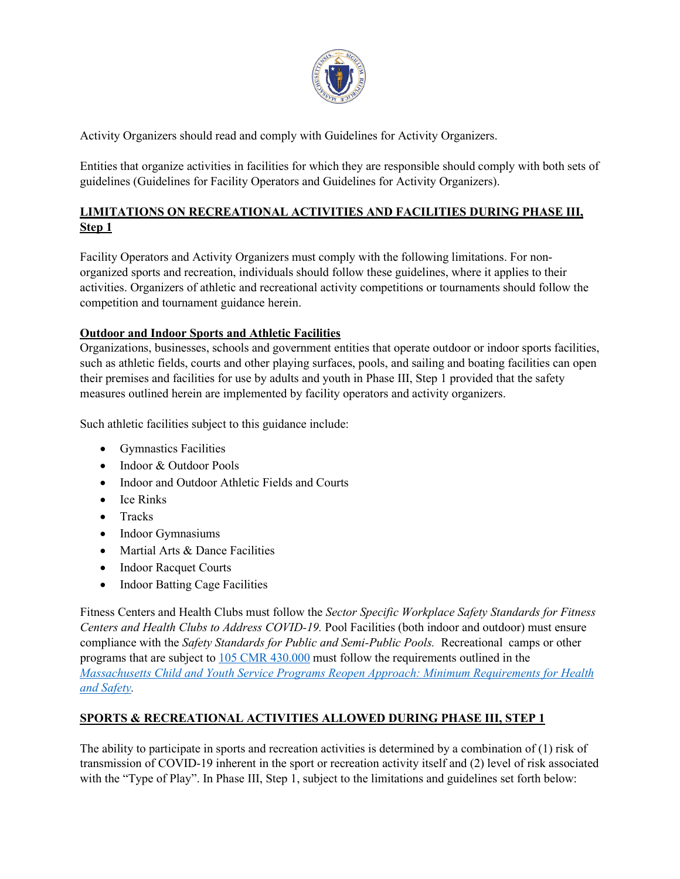Activity Organizers should read and comply with Guidelines for Activity Organizers.

Entities that organize activities in facilities for which they are responsible should comply with both sets of guidelines (Guidelines for Facility Operators and Guidelines for Activity Organizers).

## LIMITATIONS ON RECREATIONAL ACTIVITIES AND FACILITIES DURING PHASE III, Step 1

Facility Operators and Activity Organizers must comply with the following limitations. For non-organized sports and recreation, individuals should follow these guidelines, where it applies to their activities. Organizers of athletic and recreational activity competitions or tournaments should follow the competition and tournament guidance herein.

### Outdoor and Indoor Sports and Athletic Facilities

Organizations, businesses, schools and government entities that operate outdoor or indoor sports facilities, such as athletic fields, courts and other playing surfaces, pools, and sailing and boating facilities can open their premises and facilities for use by adults and youth in Phase III, Step 1 provided that the safety measures outlined herein are implemented by facility operators and activity organizers.

Such athletic facilities subject to this guidance include:

- Gymnastics Facilities
- Indoor & Outdoor Pools
- Indoor and Outdoor Athletic Fields and Courts
- Ice Rinks
- Tracks
- Indoor Gymnasiums
- Martial Arts & Dance Facilities
- Indoor Racquet Courts
- Indoor Batting Cage Facilities

Fitness Centers and Health Clubs must follow the *Sector Specific Workplace Safety Standards for Fitness Centers and Health Clubs to Address COVID-19.* Pool Facilities (both indoor and outdoor) must ensure compliance with the *Safety Standards for Public and Semi-Public Pools.* Recreational camps or other programs that are subject to 105 CMR 430.000 must follow the requirements outlined in the *Massachusetts Child and Youth Service Programs Reopen Approach: Minimum Requirements for Health and Safety*.

## SPORTS & RECREATIONAL ACTIVITIES ALLOWED DURING PHASE III, STEP 1

The ability to participate in sports and recreation activities is determined by a combination of (1) risk of transmission of COVID-19 inherent in the sport or recreation activity itself and (2) level of risk associated with the "Type of Play". In Phase III, Step 1, subject to the limitations and guidelines set forth below: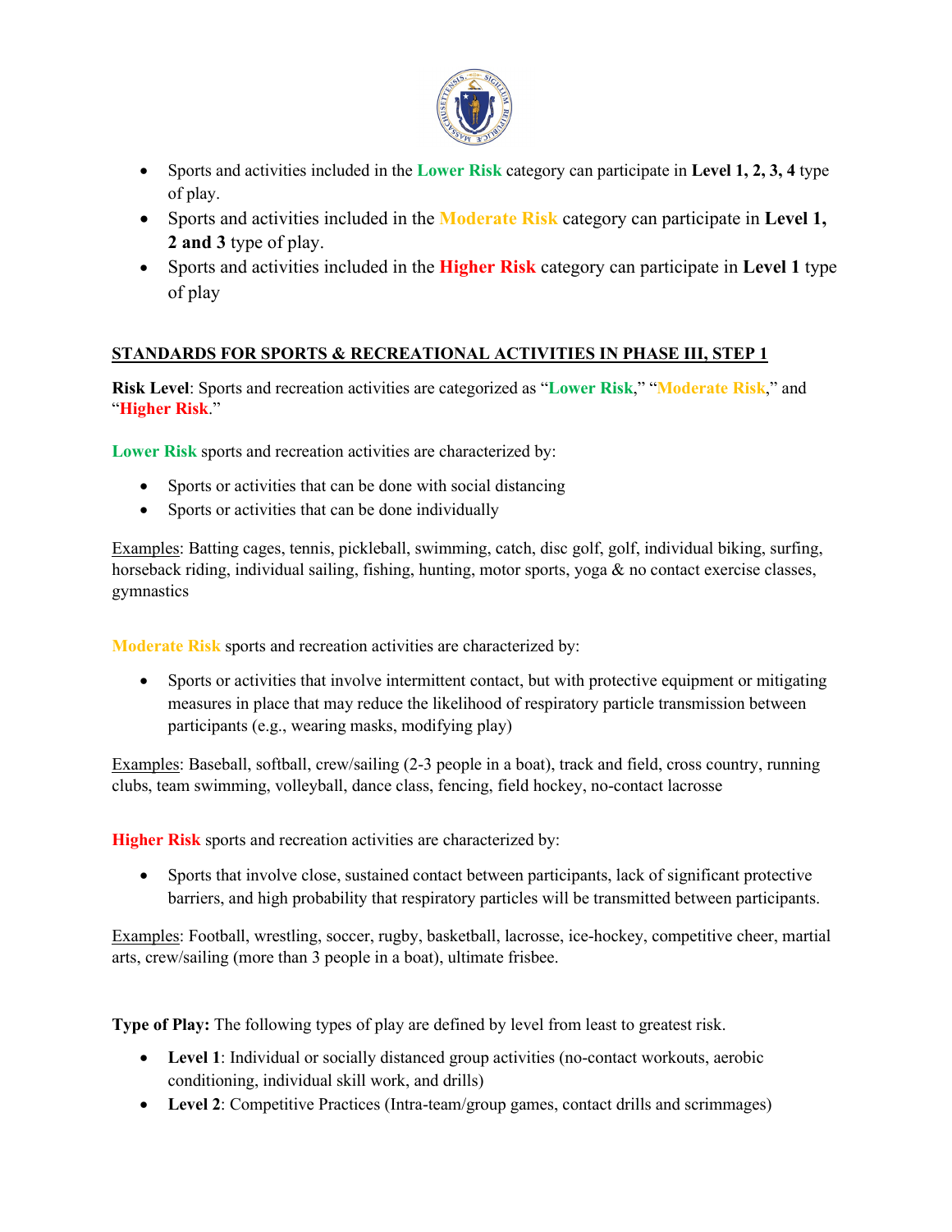- Sports and activities included in the **Lower Risk** category can participate in **Level 1, 2, 3, 4** type of play.
- Sports and activities included in the **Moderate Risk** category can participate in **Level 1, 2 and 3** type of play.
- Sports and activities included in the **Higher Risk** category can participate in **Level 1** type of play

## STANDARDS FOR SPORTS & RECREATIONAL ACTIVITIES IN PHASE III, STEP 1

**Risk Level**: Sports and recreation activities are categorized as "**Lower Risk**," "**Moderate Risk**," and "**Higher Risk**."

**Lower Risk** sports and recreation activities are characterized by:

- Sports or activities that can be done with social distancing
- Sports or activities that can be done individually

Examples: Batting cages, tennis, pickleball, swimming, catch, disc golf, golf, individual biking, surfing, horseback riding, individual sailing, fishing, hunting, motor sports, yoga & no contact exercise classes, gymnastics

**Moderate Risk** sports and recreation activities are characterized by:

- Sports or activities that involve intermittent contact, but with protective equipment or mitigating measures in place that may reduce the likelihood of respiratory particle transmission between participants (e.g., wearing masks, modifying play)

Examples: Baseball, softball, crew/sailing (2-3 people in a boat), track and field, cross country, running clubs, team swimming, volleyball, dance class, fencing, field hockey, no-contact lacrosse

**Higher Risk** sports and recreation activities are characterized by:

- Sports that involve close, sustained contact between participants, lack of significant protective barriers, and high probability that respiratory particles will be transmitted between participants.

Examples: Football, wrestling, soccer, rugby, basketball, lacrosse, ice-hockey, competitive cheer, martial arts, crew/sailing (more than 3 people in a boat), ultimate frisbee.

**Type of Play:** The following types of play are defined by level from least to greatest risk.

- **Level 1**: Individual or socially distanced group activities (no-contact workouts, aerobic conditioning, individual skill work, and drills)
- **Level 2**: Competitive Practices (Intra-team/group games, contact drills and scrimmages)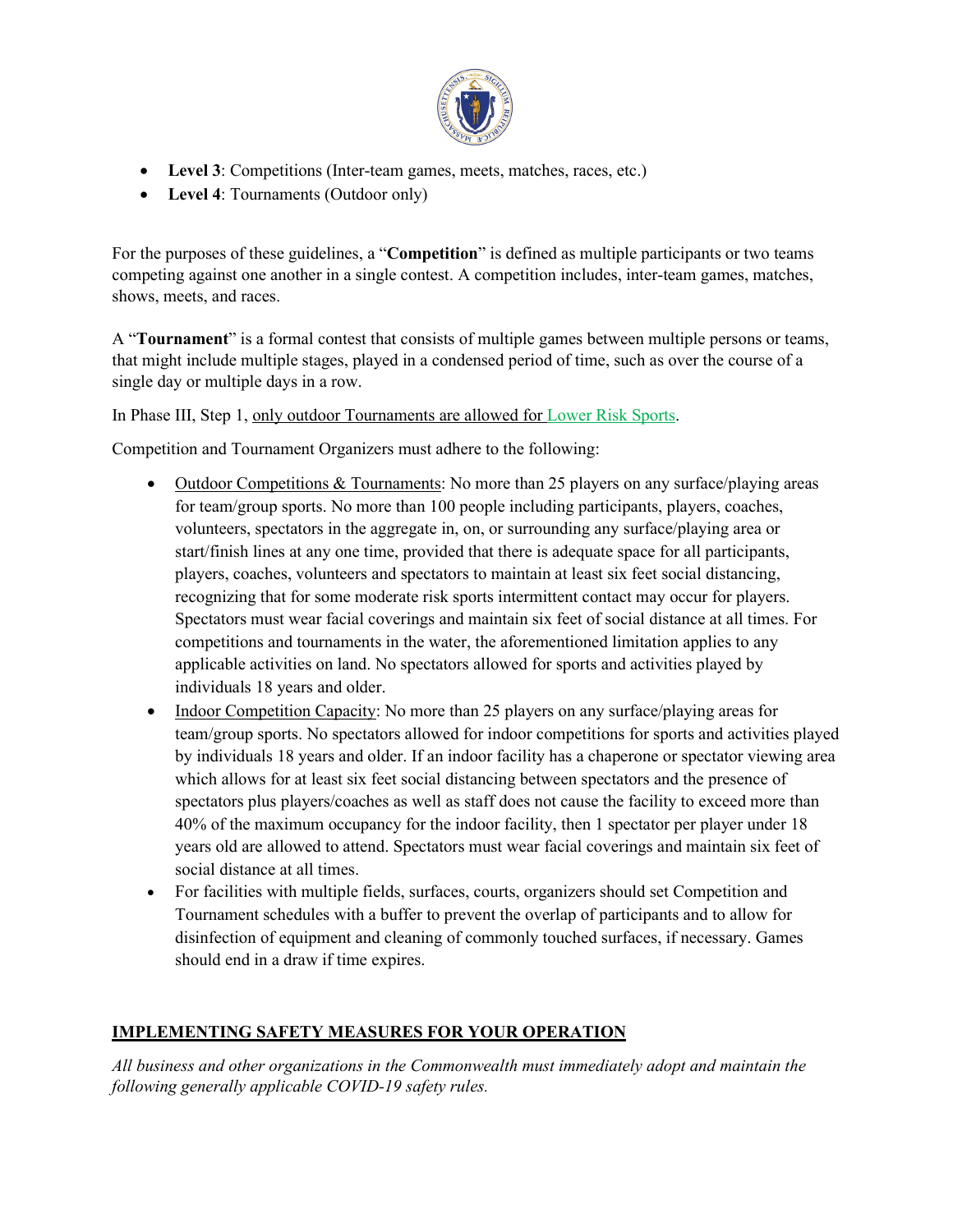- **Level 3**: Competitions (Inter-team games, meets, matches, races, etc.)
- **Level 4**: Tournaments (Outdoor only)

For the purposes of these guidelines, a "**Competition**" is defined as multiple participants or two teams competing against one another in a single contest. A competition includes, inter-team games, matches, shows, meets, and races.

A "**Tournament**" is a formal contest that consists of multiple games between multiple persons or teams, that might include multiple stages, played in a condensed period of time, such as over the course of a single day or multiple days in a row.

In Phase III, Step 1, only outdoor Tournaments are allowed for Lower Risk Sports.

Competition and Tournament Organizers must adhere to the following:

- Outdoor Competitions & Tournaments: No more than 25 players on any surface/playing areas for team/group sports. No more than 100 people including participants, players, coaches, volunteers, spectators in the aggregate in, on, or surrounding any surface/playing area or start/finish lines at any one time, provided that there is adequate space for all participants, players, coaches, volunteers and spectators to maintain at least six feet social distancing, recognizing that for some moderate risk sports intermittent contact may occur for players. Spectators must wear facial coverings and maintain six feet of social distance at all times. For competitions and tournaments in the water, the aforementioned limitation applies to any applicable activities on land. No spectators allowed for sports and activities played by individuals 18 years and older.
- Indoor Competition Capacity: No more than 25 players on any surface/playing areas for team/group sports. No spectators allowed for indoor competitions for sports and activities played by individuals 18 years and older. If an indoor facility has a chaperone or spectator viewing area which allows for at least six feet social distancing between spectators and the presence of spectators plus players/coaches as well as staff does not cause the facility to exceed more than 40% of the maximum occupancy for the indoor facility, then 1 spectator per player under 18 years old are allowed to attend. Spectators must wear facial coverings and maintain six feet of social distance at all times.
- For facilities with multiple fields, surfaces, courts, organizers should set Competition and Tournament schedules with a buffer to prevent the overlap of participants and to allow for disinfection of equipment and cleaning of commonly touched surfaces, if necessary. Games should end in a draw if time expires.

## IMPLEMENTING SAFETY MEASURES FOR YOUR OPERATION

*All business and other organizations in the Commonwealth must immediately adopt and maintain the following generally applicable COVID-19 safety rules.*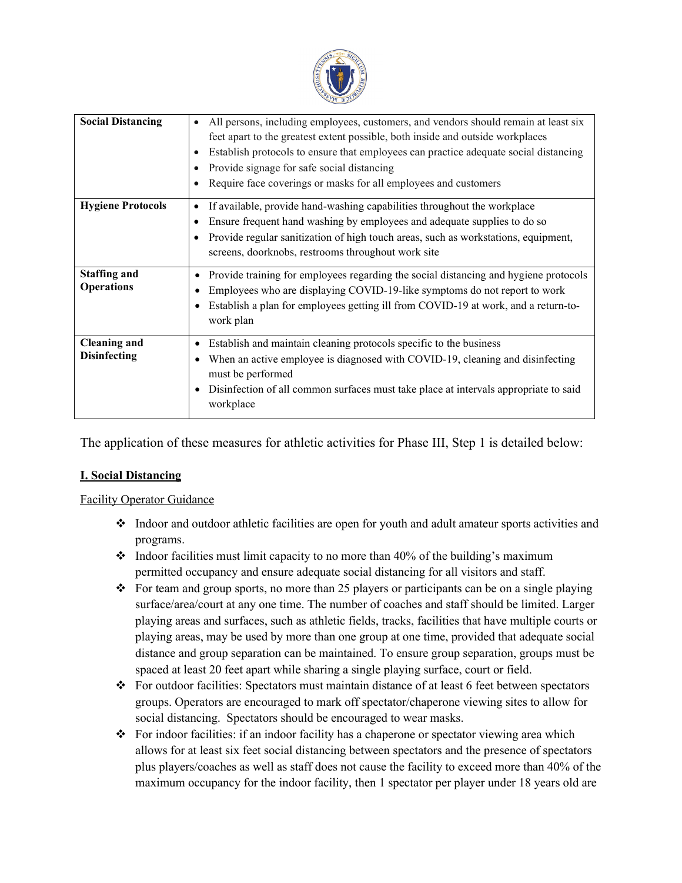| Social Distancing | • All persons, including employees, customers, and vendors should remain at least six feet apart to the greatest extent possible, both inside and outside workplaces<br>• Establish protocols to ensure that employees can practice adequate social distancing<br>• Provide signage for safe social distancing<br>• Require face coverings or masks for all employees and customers |
|---|---|
| **Hygiene Protocols** | • If available, provide hand-washing capabilities throughout the workplace<br>• Ensure frequent hand washing by employees and adequate supplies to do so<br>• Provide regular sanitization of high touch areas, such as workstations, equipment, screens, doorknobs, restrooms throughout work site |
| **Staffing and Operations** | • Provide training for employees regarding the social distancing and hygiene protocols<br>• Employees who are displaying COVID-19-like symptoms do not report to work<br>• Establish a plan for employees getting ill from COVID-19 at work, and a return-to-work plan |
| **Cleaning and Disinfecting** | • Establish and maintain cleaning protocols specific to the business<br>• When an active employee is diagnosed with COVID-19, cleaning and disinfecting must be performed<br>• Disinfection of all common surfaces must take place at intervals appropriate to said workplace |

The application of these measures for athletic activities for Phase III, Step 1 is detailed below:

## I. Social Distancing

Facility Operator Guidance

- ❖ Indoor and outdoor athletic facilities are open for youth and adult amateur sports activities and programs.
- ❖ Indoor facilities must limit capacity to no more than 40% of the building's maximum permitted occupancy and ensure adequate social distancing for all visitors and staff.
- ❖ For team and group sports, no more than 25 players or participants can be on a single playing surface/area/court at any one time. The number of coaches and staff should be limited. Larger playing areas and surfaces, such as athletic fields, tracks, facilities that have multiple courts or playing areas, may be used by more than one group at one time, provided that adequate social distance and group separation can be maintained. To ensure group separation, groups must be spaced at least 20 feet apart while sharing a single playing surface, court or field.
- ❖ For outdoor facilities: Spectators must maintain distance of at least 6 feet between spectators groups. Operators are encouraged to mark off spectator/chaperone viewing sites to allow for social distancing. Spectators should be encouraged to wear masks.
- ❖ For indoor facilities: if an indoor facility has a chaperone or spectator viewing area which allows for at least six feet social distancing between spectators and the presence of spectators plus players/coaches as well as staff does not cause the facility to exceed more than 40% of the maximum occupancy for the indoor facility, then 1 spectator per player under 18 years old are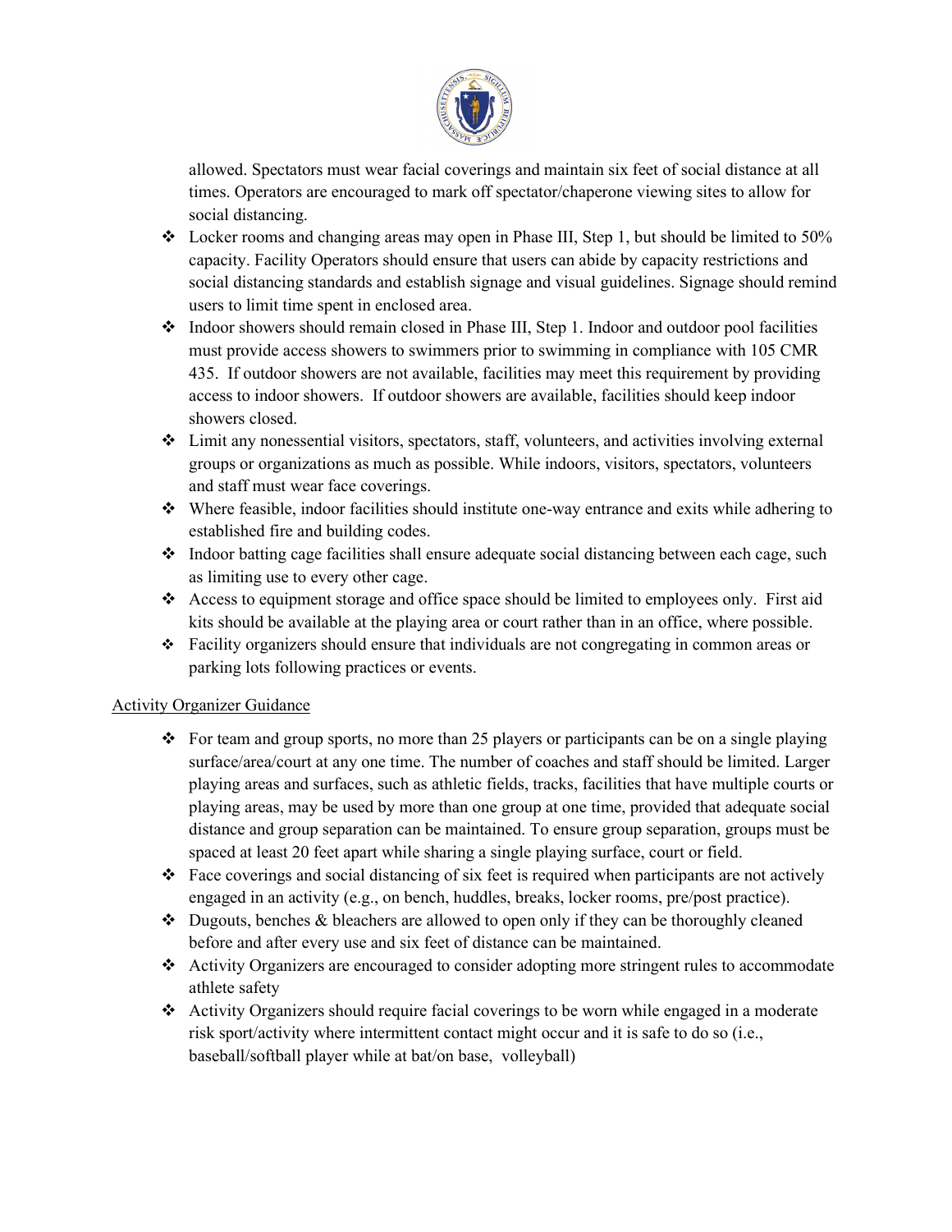allowed. Spectators must wear facial coverings and maintain six feet of social distance at all times. Operators are encouraged to mark off spectator/chaperone viewing sites to allow for social distancing.

- Locker rooms and changing areas may open in Phase III, Step 1, but should be limited to 50% capacity. Facility Operators should ensure that users can abide by capacity restrictions and social distancing standards and establish signage and visual guidelines. Signage should remind users to limit time spent in enclosed area.
- Indoor showers should remain closed in Phase III, Step 1. Indoor and outdoor pool facilities must provide access showers to swimmers prior to swimming in compliance with 105 CMR 435. If outdoor showers are not available, facilities may meet this requirement by providing access to indoor showers. If outdoor showers are available, facilities should keep indoor showers closed.
- Limit any nonessential visitors, spectators, staff, volunteers, and activities involving external groups or organizations as much as possible. While indoors, visitors, spectators, volunteers and staff must wear face coverings.
- Where feasible, indoor facilities should institute one-way entrance and exits while adhering to established fire and building codes.
- Indoor batting cage facilities shall ensure adequate social distancing between each cage, such as limiting use to every other cage.
- Access to equipment storage and office space should be limited to employees only. First aid kits should be available at the playing area or court rather than in an office, where possible.
- Facility organizers should ensure that individuals are not congregating in common areas or parking lots following practices or events.

Activity Organizer Guidance

- For team and group sports, no more than 25 players or participants can be on a single playing surface/area/court at any one time. The number of coaches and staff should be limited. Larger playing areas and surfaces, such as athletic fields, tracks, facilities that have multiple courts or playing areas, may be used by more than one group at one time, provided that adequate social distance and group separation can be maintained. To ensure group separation, groups must be spaced at least 20 feet apart while sharing a single playing surface, court or field.
- Face coverings and social distancing of six feet is required when participants are not actively engaged in an activity (e.g., on bench, huddles, breaks, locker rooms, pre/post practice).
- Dugouts, benches & bleachers are allowed to open only if they can be thoroughly cleaned before and after every use and six feet of distance can be maintained.
- Activity Organizers are encouraged to consider adopting more stringent rules to accommodate athlete safety
- Activity Organizers should require facial coverings to be worn while engaged in a moderate risk sport/activity where intermittent contact might occur and it is safe to do so (i.e., baseball/softball player while at bat/on base, volleyball)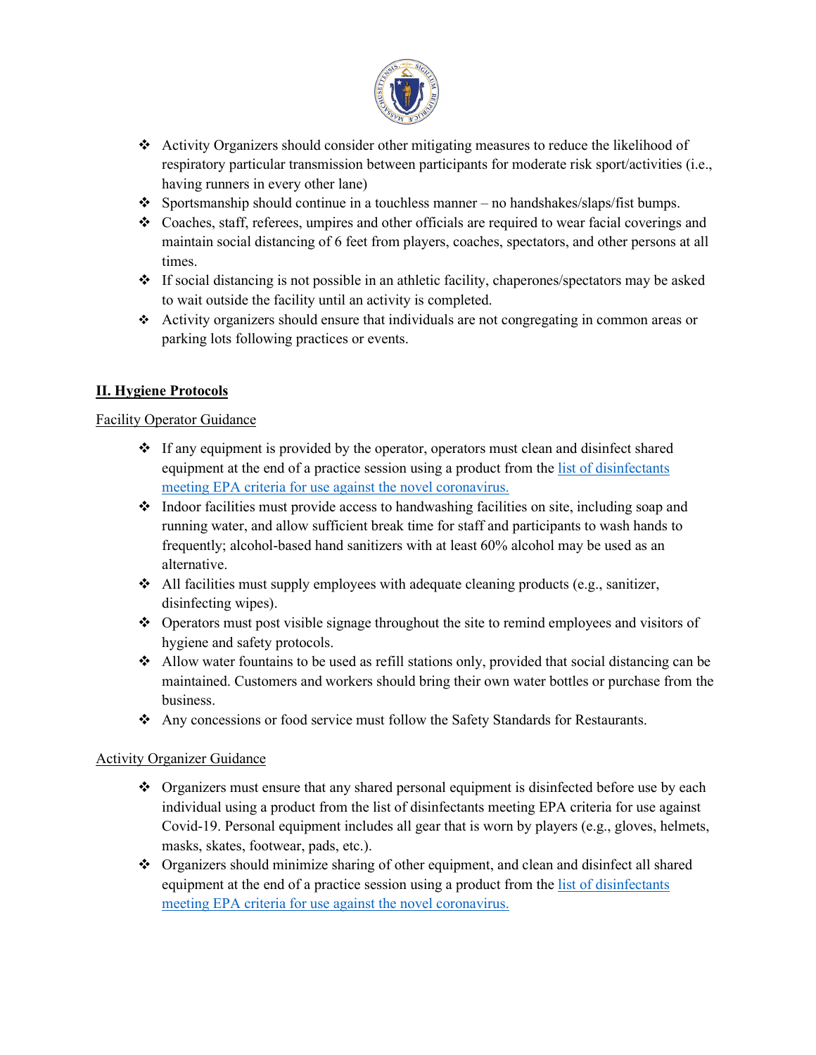- Activity Organizers should consider other mitigating measures to reduce the likelihood of respiratory particular transmission between participants for moderate risk sport/activities (i.e., having runners in every other lane)
- Sportsmanship should continue in a touchless manner – no handshakes/slaps/fist bumps.
- Coaches, staff, referees, umpires and other officials are required to wear facial coverings and maintain social distancing of 6 feet from players, coaches, spectators, and other persons at all times.
- If social distancing is not possible in an athletic facility, chaperones/spectators may be asked to wait outside the facility until an activity is completed.
- Activity organizers should ensure that individuals are not congregating in common areas or parking lots following practices or events.

## **II. Hygiene Protocols**

Facility Operator Guidance

- If any equipment is provided by the operator, operators must clean and disinfect shared equipment at the end of a practice session using a product from the [list of disinfectants meeting EPA criteria for use against the novel coronavirus.]()
- Indoor facilities must provide access to handwashing facilities on site, including soap and running water, and allow sufficient break time for staff and participants to wash hands to frequently; alcohol-based hand sanitizers with at least 60% alcohol may be used as an alternative.
- All facilities must supply employees with adequate cleaning products (e.g., sanitizer, disinfecting wipes).
- Operators must post visible signage throughout the site to remind employees and visitors of hygiene and safety protocols.
- Allow water fountains to be used as refill stations only, provided that social distancing can be maintained. Customers and workers should bring their own water bottles or purchase from the business.
- Any concessions or food service must follow the Safety Standards for Restaurants.

Activity Organizer Guidance

- Organizers must ensure that any shared personal equipment is disinfected before use by each individual using a product from the list of disinfectants meeting EPA criteria for use against Covid-19. Personal equipment includes all gear that is worn by players (e.g., gloves, helmets, masks, skates, footwear, pads, etc.).
- Organizers should minimize sharing of other equipment, and clean and disinfect all shared equipment at the end of a practice session using a product from the [list of disinfectants meeting EPA criteria for use against the novel coronavirus.]()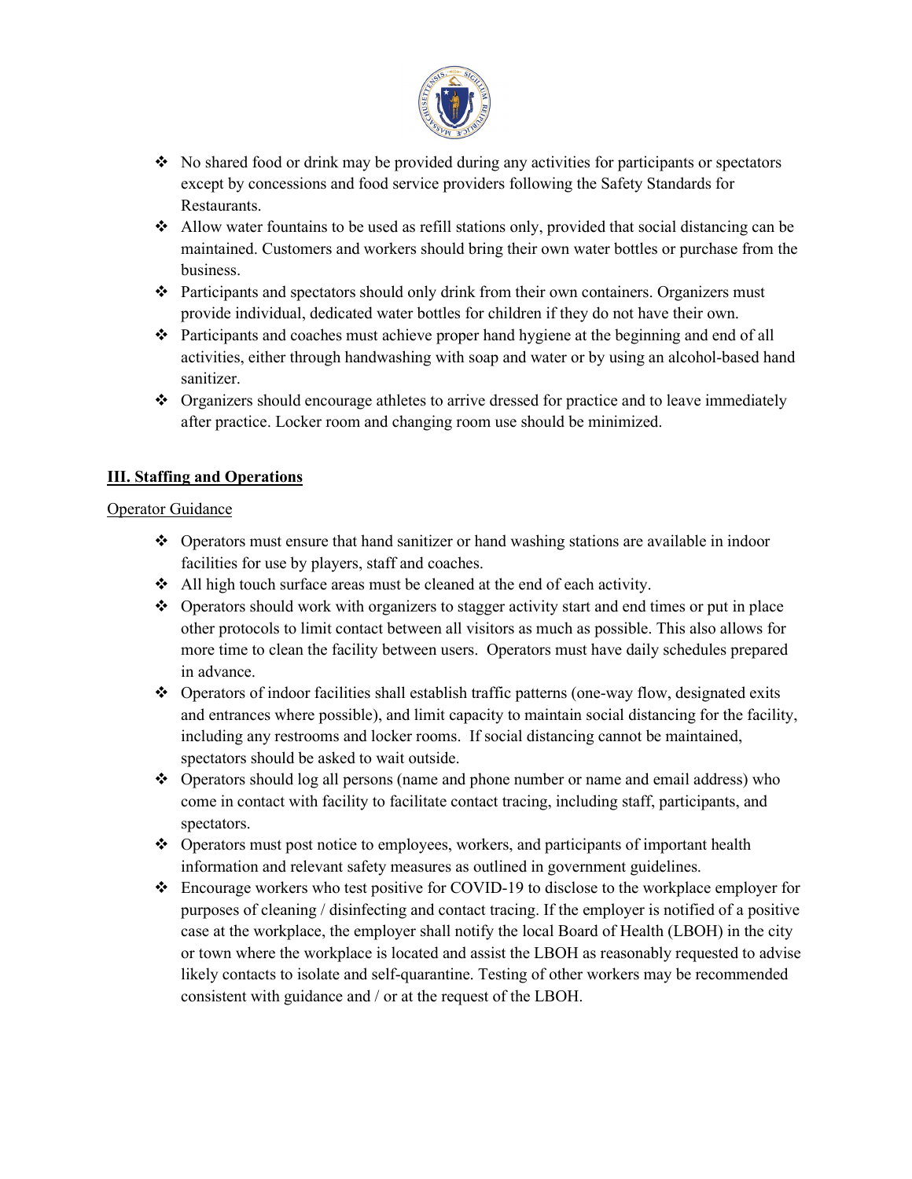- No shared food or drink may be provided during any activities for participants or spectators except by concessions and food service providers following the Safety Standards for Restaurants.
- Allow water fountains to be used as refill stations only, provided that social distancing can be maintained. Customers and workers should bring their own water bottles or purchase from the business.
- Participants and spectators should only drink from their own containers. Organizers must provide individual, dedicated water bottles for children if they do not have their own.
- Participants and coaches must achieve proper hand hygiene at the beginning and end of all activities, either through handwashing with soap and water or by using an alcohol-based hand sanitizer.
- Organizers should encourage athletes to arrive dressed for practice and to leave immediately after practice. Locker room and changing room use should be minimized.

## III. Staffing and Operations

Operator Guidance

- Operators must ensure that hand sanitizer or hand washing stations are available in indoor facilities for use by players, staff and coaches.
- All high touch surface areas must be cleaned at the end of each activity.
- Operators should work with organizers to stagger activity start and end times or put in place other protocols to limit contact between all visitors as much as possible. This also allows for more time to clean the facility between users. Operators must have daily schedules prepared in advance.
- Operators of indoor facilities shall establish traffic patterns (one-way flow, designated exits and entrances where possible), and limit capacity to maintain social distancing for the facility, including any restrooms and locker rooms. If social distancing cannot be maintained, spectators should be asked to wait outside.
- Operators should log all persons (name and phone number or name and email address) who come in contact with facility to facilitate contact tracing, including staff, participants, and spectators.
- Operators must post notice to employees, workers, and participants of important health information and relevant safety measures as outlined in government guidelines.
- Encourage workers who test positive for COVID-19 to disclose to the workplace employer for purposes of cleaning / disinfecting and contact tracing. If the employer is notified of a positive case at the workplace, the employer shall notify the local Board of Health (LBOH) in the city or town where the workplace is located and assist the LBOH as reasonably requested to advise likely contacts to isolate and self-quarantine. Testing of other workers may be recommended consistent with guidance and / or at the request of the LBOH.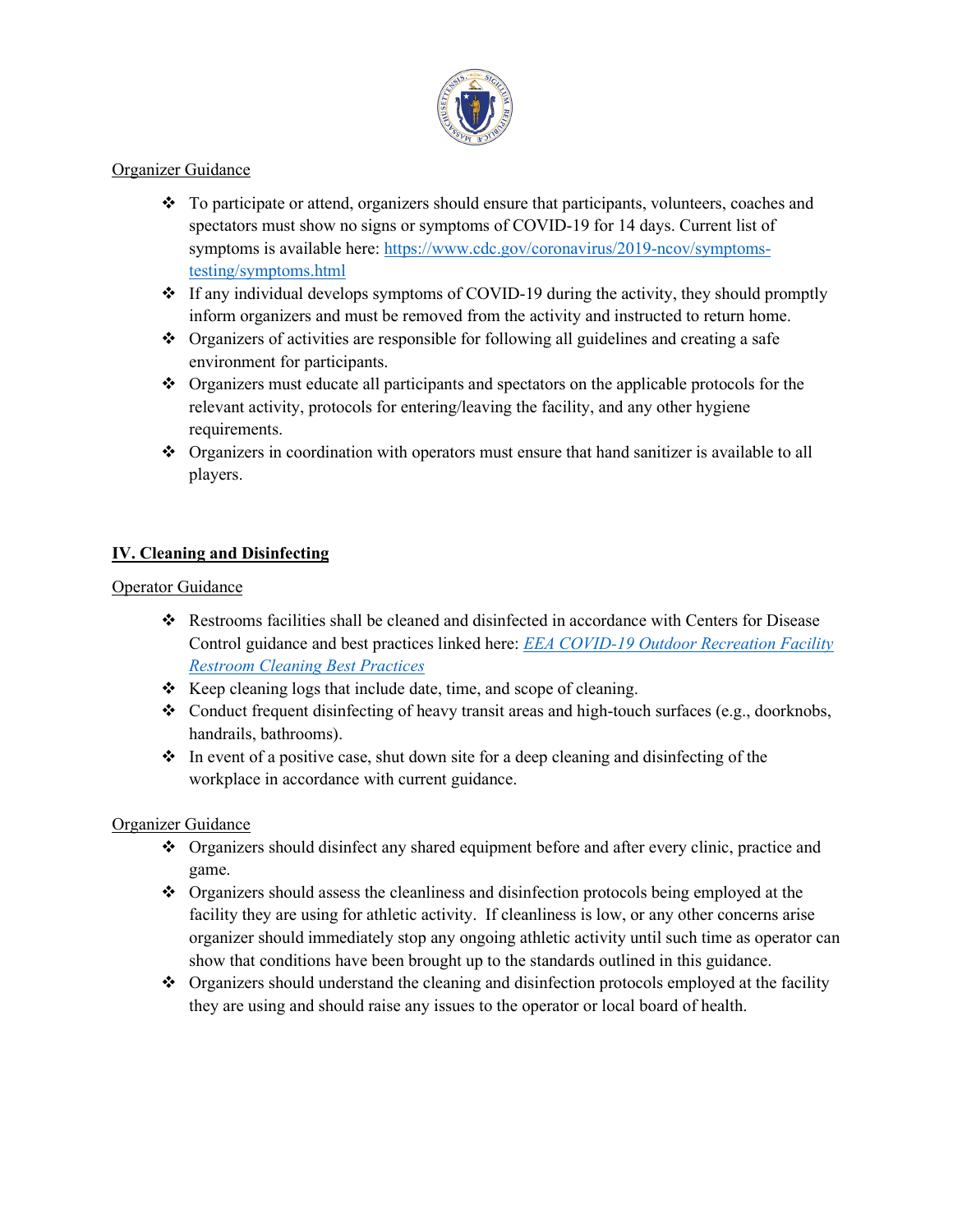Organizer Guidance

- To participate or attend, organizers should ensure that participants, volunteers, coaches and spectators must show no signs or symptoms of COVID-19 for 14 days. Current list of symptoms is available here: [https://www.cdc.gov/coronavirus/2019-ncov/symptoms-testing/symptoms.html](https://www.cdc.gov/coronavirus/2019-ncov/symptoms-testing/symptoms.html)
- If any individual develops symptoms of COVID-19 during the activity, they should promptly inform organizers and must be removed from the activity and instructed to return home.
- Organizers of activities are responsible for following all guidelines and creating a safe environment for participants.
- Organizers must educate all participants and spectators on the applicable protocols for the relevant activity, protocols for entering/leaving the facility, and any other hygiene requirements.
- Organizers in coordination with operators must ensure that hand sanitizer is available to all players.

## IV. Cleaning and Disinfecting

Operator Guidance

- Restrooms facilities shall be cleaned and disinfected in accordance with Centers for Disease Control guidance and best practices linked here: *EEA COVID-19 Outdoor Recreation Facility Restroom Cleaning Best Practices*
- Keep cleaning logs that include date, time, and scope of cleaning.
- Conduct frequent disinfecting of heavy transit areas and high-touch surfaces (e.g., doorknobs, handrails, bathrooms).
- In event of a positive case, shut down site for a deep cleaning and disinfecting of the workplace in accordance with current guidance.

Organizer Guidance

- Organizers should disinfect any shared equipment before and after every clinic, practice and game.
- Organizers should assess the cleanliness and disinfection protocols being employed at the facility they are using for athletic activity. If cleanliness is low, or any other concerns arise organizer should immediately stop any ongoing athletic activity until such time as operator can show that conditions have been brought up to the standards outlined in this guidance.
- Organizers should understand the cleaning and disinfection protocols employed at the facility they are using and should raise any issues to the operator or local board of health.